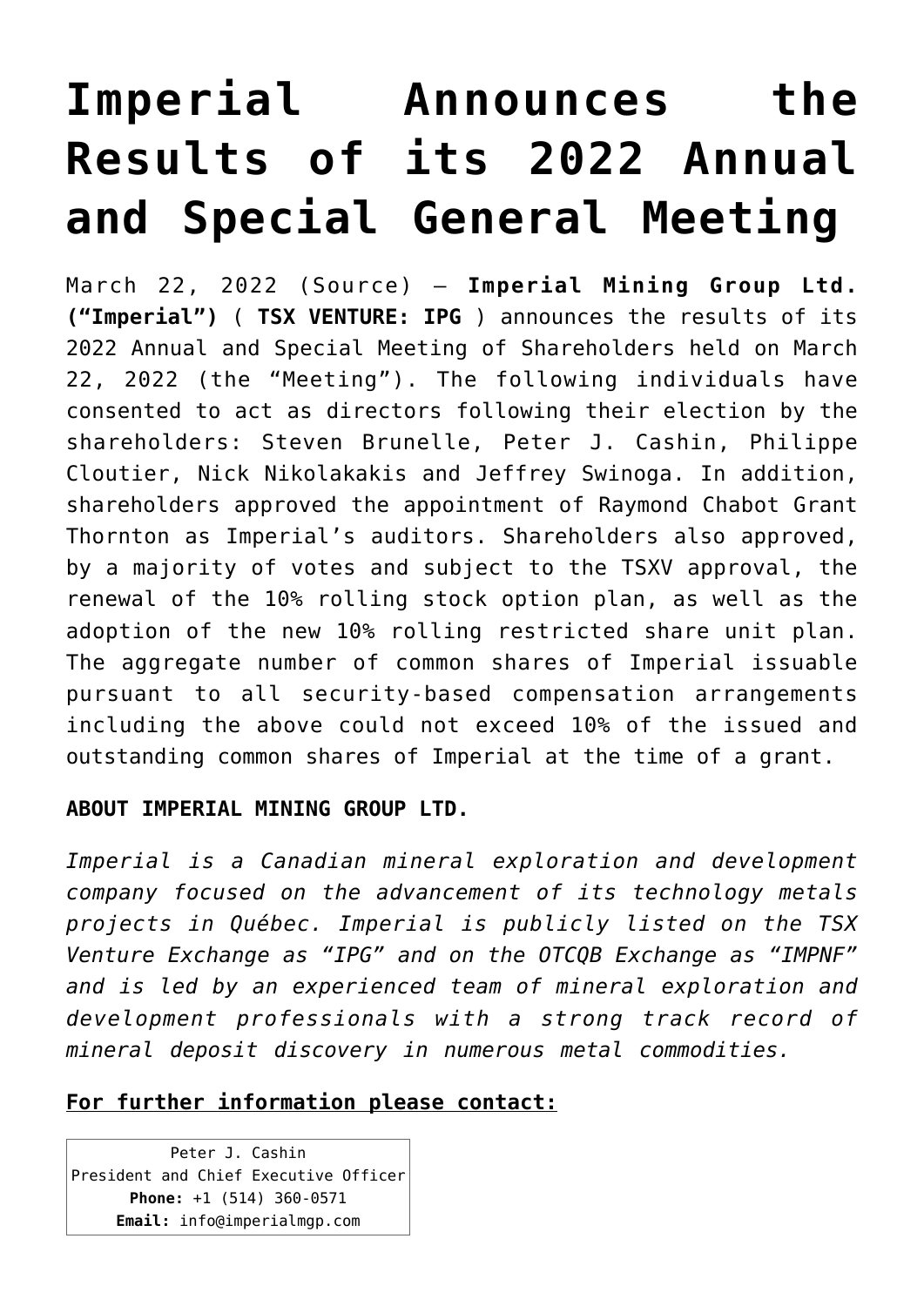# Imperial Announces the Results of its 2022 Annual and Special General Meeting

March 22, 2022 (Source) — **Imperial Mining Group Ltd. ("Imperial")** ( **TSX VENTURE: IPG** ) announces the results of its 2022 Annual and Special Meeting of Shareholders held on March 22, 2022 (the "Meeting"). The following individuals have consented to act as directors following their election by the shareholders: Steven Brunelle, Peter J. Cashin, Philippe Cloutier, Nick Nikolakakis and Jeffrey Swinoga. In addition, shareholders approved the appointment of Raymond Chabot Grant Thornton as Imperial's auditors. Shareholders also approved, by a majority of votes and subject to the TSXV approval, the renewal of the 10% rolling stock option plan, as well as the adoption of the new 10% rolling restricted share unit plan. The aggregate number of common shares of Imperial issuable pursuant to all security-based compensation arrangements including the above could not exceed 10% of the issued and outstanding common shares of Imperial at the time of a grant.

**ABOUT IMPERIAL MINING GROUP LTD.**

*Imperial is a Canadian mineral exploration and development company focused on the advancement of its technology metals projects in Québec. Imperial is publicly listed on the TSX Venture Exchange as "IPG" and on the OTCQB Exchange as "IMPNF" and is led by an experienced team of mineral exploration and development professionals with a strong track record of mineral deposit discovery in numerous metal commodities.*

**For further information please contact:**

| Peter J. Cashin<br>President and Chief Executive Officer<br>**Phone:** +1 (514) 360-0571<br>**Email:** info@imperialmgp.com |
| --- |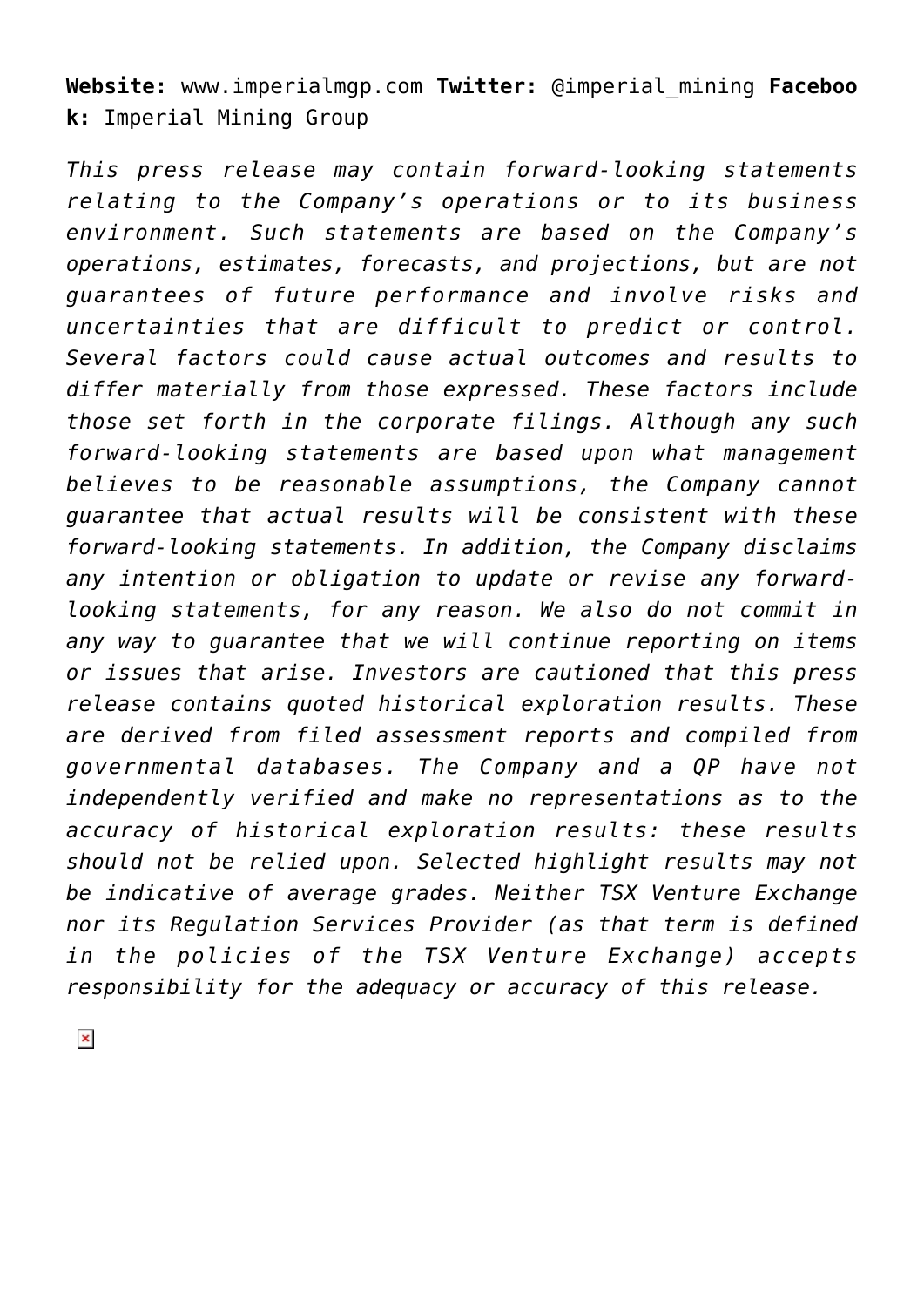**Website:** www.imperialmgp.com **Twitter:** @imperial_mining **Facebook:** Imperial Mining Group

*This press release may contain forward-looking statements relating to the Company's operations or to its business environment. Such statements are based on the Company's operations, estimates, forecasts, and projections, but are not guarantees of future performance and involve risks and uncertainties that are difficult to predict or control. Several factors could cause actual outcomes and results to differ materially from those expressed. These factors include those set forth in the corporate filings. Although any such forward-looking statements are based upon what management believes to be reasonable assumptions, the Company cannot guarantee that actual results will be consistent with these forward-looking statements. In addition, the Company disclaims any intention or obligation to update or revise any forward-looking statements, for any reason. We also do not commit in any way to guarantee that we will continue reporting on items or issues that arise. Investors are cautioned that this press release contains quoted historical exploration results. These are derived from filed assessment reports and compiled from governmental databases. The Company and a QP have not independently verified and make no representations as to the accuracy of historical exploration results: these results should not be relied upon. Selected highlight results may not be indicative of average grades. Neither TSX Venture Exchange nor its Regulation Services Provider (as that term is defined in the policies of the TSX Venture Exchange) accepts responsibility for the adequacy or accuracy of this release.*